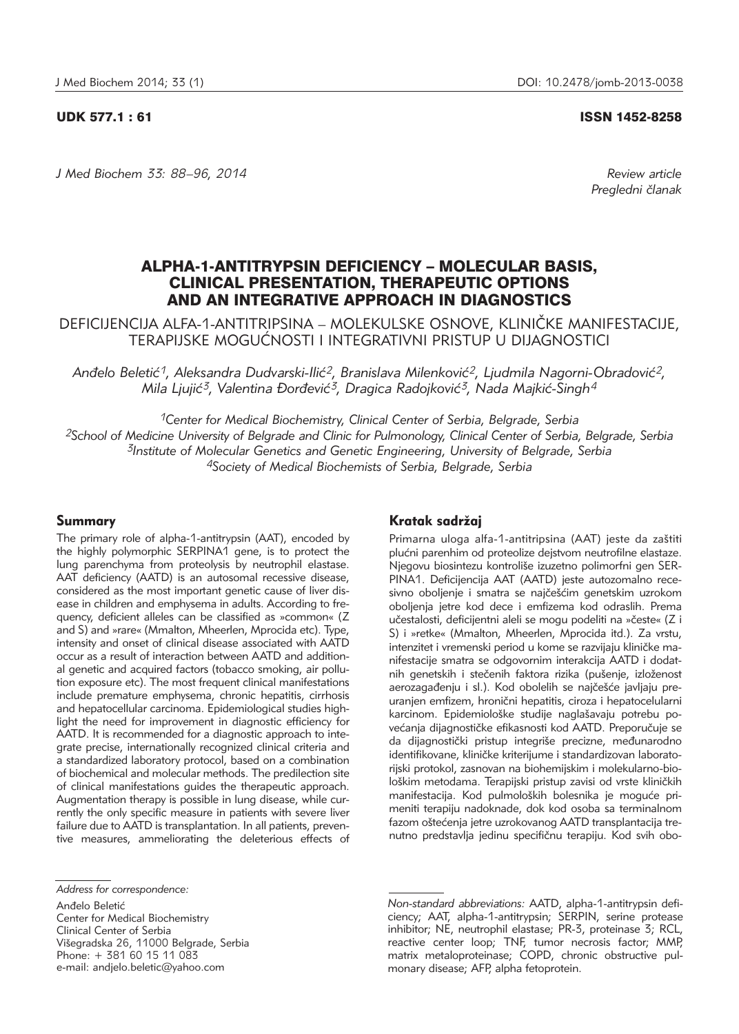UDK 577.1 : 61

ISSN 1452-8258

Review article
Pregledni članak

# ALPHA-1-ANTITRYPSIN DEFICIENCY – MOLECULAR BASIS, CLINICAL PRESENTATION, THERAPEUTIC OPTIONS AND AN INTEGRATIVE APPROACH IN DIAGNOSTICS

## DEFICIJENCIJA ALFA-1-ANTITRIPSINA – MOLEKULSKE OSNOVE, KLINIČKE MANIFESTACIJE, TERAPIJSKE MOGUĆNOSTI I INTEGRATIVNI PRISTUP U DIJAGNOSTICI

*Anđelo Beletić[1], Aleksandra Dudvarski-Ilić[2], Branislava Milenković[2], Ljudmila Nagorni-Obradović[2], Mila Ljujić[3], Valentina Đorđević[3], Dragica Radojković[3], Nada Majkić-Singh[4]*

[1]Center for Medical Biochemistry, Clinical Center of Serbia, Belgrade, Serbia
[2]School of Medicine University of Belgrade and Clinic for Pulmonology, Clinical Center of Serbia, Belgrade, Serbia
[3]Institute of Molecular Genetics and Genetic Engineering, University of Belgrade, Serbia
[4]Society of Medical Biochemists of Serbia, Belgrade, Serbia

### Summary

The primary role of alpha-1-antitrypsin (AAT), encoded by the highly polymorphic SERPINA1 gene, is to protect the lung parenchyma from proteolysis by neutrophil elastase. AAT deficiency (AATD) is an autosomal recessive disease, considered as the most important genetic cause of liver disease in children and emphysema in adults. According to frequency, deficient alleles can be classified as »common« (Z and S) and »rare« (Mmalton, Mheerlen, Mprocida etc). Type, intensity and onset of clinical disease associated with AATD occur as a result of interaction between AATD and additional genetic and acquired factors (tobacco smoking, air pollution exposure etc). The most frequent clinical manifestations include premature emphysema, chronic hepatitis, cirrhosis and hepatocellular carcinoma. Epidemiological studies highlight the need for improvement in diagnostic efficiency for AATD. It is recommended for a diagnostic approach to integrate precise, internationally recognized clinical criteria and a standardized laboratory protocol, based on a combination of biochemical and molecular methods. The predilection site of clinical manifestations guides the therapeutic approach. Augmentation therapy is possible in lung disease, while currently the only specific measure in patients with severe liver failure due to AATD is transplantation. In all patients, preventive measures, ammeliorating the deleterious effects of

### Kratak sadržaj

Primarna uloga alfa-1-antitripsina (AAT) jeste da zaštiti plućni parenhim od proteolize dejstvom neutrofilne elastaze. Njegovu biosintezu kontroliše izuzetno polimorfni gen SERPINA1. Deficijencija AAT (AATD) jeste autozomalno recesivno oboljenje i smatra se najčešćim genetskim uzrokom oboljenja jetre kod dece i emfizema kod odraslih. Prema učestalosti, deficijentni aleli se mogu podeliti na »česte« (Z i S) i »retke« (Mmalton, Mheerlen, Mprocida itd.). Za vrstu, intenzitet i vremenski period u kome se razvijaju kliničke manifestacije smatra se odgovornim interakcija AATD i dodatnih genetskih i stečenih faktora rizika (pušenje, izloženost aerozagađenju i sl.). Kod obolelih se najčešće javljaju preuranjen emfizem, hronični hepatitis, ciroza i hepatocelularni karcinom. Epidemiološke studije naglašavaju potrebu povećanja dijagnostičke efikasnosti kod AATD. Preporučuje se da dijagnostički pristup integriše precizne, međunarodno identifikovane, kliničke kriterijume i standardizovan laboratorijski protokol, zasnovan na biohemijskim i molekularno-biološkim metodama. Terapijski pristup zavisi od vrste kliničkih manifestacija. Kod pulmoloških bolesnika je moguće primeniti terapiju nadoknade, dok kod osoba sa terminalnom fazom oštećenja jetre uzrokovanog AATD transplantacija trenutno predstavlja jedinu specifičnu terapiju. Kod svih obo-

*Address for correspondence:*

Anđelo Beletić
Center for Medical Biochemistry
Clinical Center of Serbia
Višegradska 26, 11000 Belgrade, Serbia
Phone: + 381 60 15 11 083
e-mail: andjelo.beletic@yahoo.com

*Non-standard abbreviations:* AATD, alpha-1-antitrypsin deficiency; AAT, alpha-1-antitrypsin; SERPIN, serine protease inhibitor; NE, neutrophil elastase; PR-3, proteinase 3; RCL, reactive center loop; TNF, tumor necrosis factor; MMP, matrix metaloproteinase; COPD, chronic obstructive pulmonary disease; AFP, alpha fetoprotein.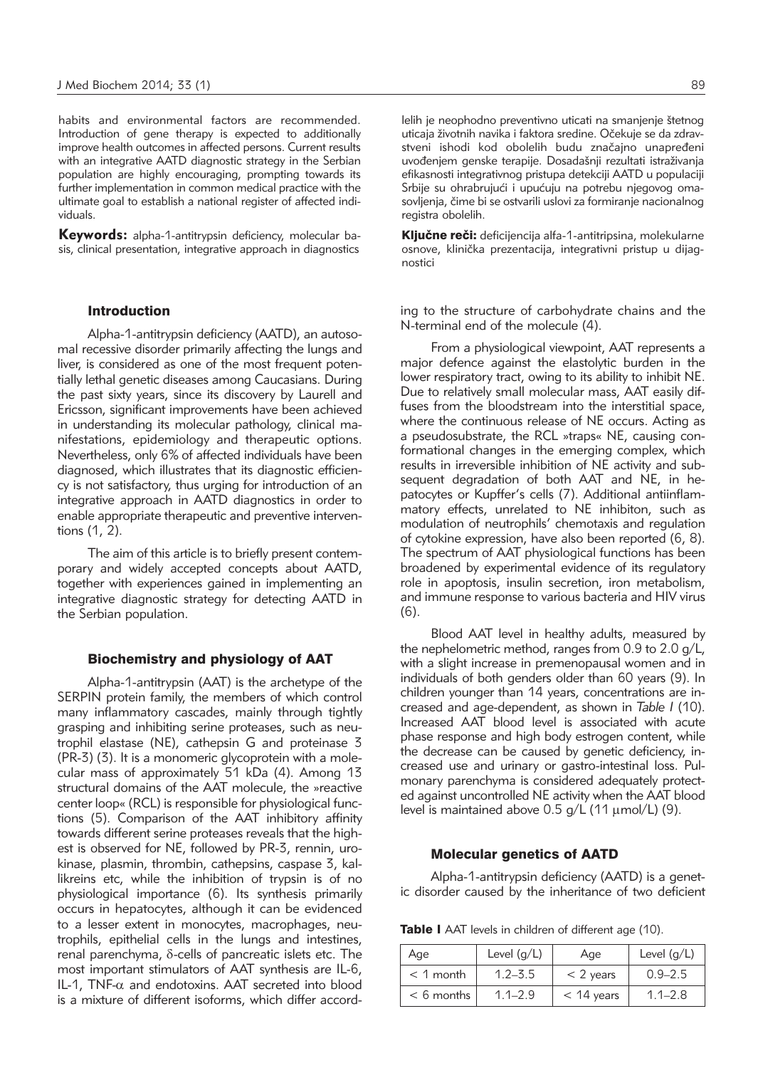habits and environmental factors are recommended. Introduction of gene therapy is expected to additionally improve health outcomes in affected persons. Current results with an integrative AATD diagnostic strategy in the Serbian population are highly encouraging, prompting towards its further implementation in common medical practice with the ultimate goal to establish a national register of affected individuals.

**Keywords:** alpha-1-antitrypsin deficiency, molecular basis, clinical presentation, integrative approach in diagnostics

lelih je neophodno preventivno uticati na smanjenje štetnog uticaja životnih navika i faktora sredine. Očekuje se da zdravstveni ishodi kod obolelih budu značajno unapređeni uvođenjem genske terapije. Dosadašnji rezultati istraživanja efikasnosti integrativnog pristupa detekciji AATD u populaciji Srbije su ohrabrujući i upućuju na potrebu njegovog omasovljenja, čime bi se ostvarili uslovi za formiranje nacionalnog registra obolelih.

**Ključne reči:** deficijencija alfa-1-antitripsina, molekularne osnove, klinička prezentacija, integrativni pristup u dijagnostici

## Introduction

Alpha-1-antitrypsin deficiency (AATD), an autosomal recessive disorder primarily affecting the lungs and liver, is considered as one of the most frequent potentially lethal genetic diseases among Caucasians. During the past sixty years, since its discovery by Laurell and Ericsson, significant improvements have been achieved in understanding its molecular pathology, clinical manifestations, epidemiology and therapeutic options. Nevertheless, only 6% of affected individuals have been diagnosed, which illustrates that its diagnostic efficiency is not satisfactory, thus urging for introduction of an integrative approach in AATD diagnostics in order to enable appropriate therapeutic and preventive interventions (1, 2).

The aim of this article is to briefly present contemporary and widely accepted concepts about AATD, together with experiences gained in implementing an integrative diagnostic strategy for detecting AATD in the Serbian population.

## Biochemistry and physiology of AAT

Alpha-1-antitrypsin (AAT) is the archetype of the SERPIN protein family, the members of which control many inflammatory cascades, mainly through tightly grasping and inhibiting serine proteases, such as neutrophil elastase (NE), cathepsin G and proteinase 3 (PR-3) (3). It is a monomeric glycoprotein with a molecular mass of approximately 51 kDa (4). Among 13 structural domains of the AAT molecule, the »reactive center loop« (RCL) is responsible for physiological functions (5). Comparison of the AAT inhibitory affinity towards different serine proteases reveals that the highest is observed for NE, followed by PR-3, rennin, urokinase, plasmin, thrombin, cathepsins, caspase 3, kallikreins etc, while the inhibition of trypsin is of no physiological importance (6). Its synthesis primarily occurs in hepatocytes, although it can be evidenced to a lesser extent in monocytes, macrophages, neutrophils, epithelial cells in the lungs and intestines, renal parenchyma, $\delta$-cells of pancreatic islets etc. The most important stimulators of AAT synthesis are IL-6, IL-1, TNF-$\alpha$ and endotoxins. AAT secreted into blood is a mixture of different isoforms, which differ according to the structure of carbohydrate chains and the N-terminal end of the molecule (4).

From a physiological viewpoint, AAT represents a major defence against the elastolytic burden in the lower respiratory tract, owing to its ability to inhibit NE. Due to relatively small molecular mass, AAT easily diffuses from the bloodstream into the interstitial space, where the continuous release of NE occurs. Acting as a pseudosubstrate, the RCL »traps« NE, causing conformational changes in the emerging complex, which results in irreversible inhibition of NE activity and subsequent degradation of both AAT and NE, in hepatocytes or Kupffer's cells (7). Additional antiinflammatory effects, unrelated to NE inhibiton, such as modulation of neutrophils' chemotaxis and regulation of cytokine expression, have also been reported (6, 8). The spectrum of AAT physiological functions has been broadened by experimental evidence of its regulatory role in apoptosis, insulin secretion, iron metabolism, and immune response to various bacteria and HIV virus (6).

Blood AAT level in healthy adults, measured by the nephelometric method, ranges from 0.9 to 2.0 g/L, with a slight increase in premenopausal women and in individuals of both genders older than 60 years (9). In children younger than 14 years, concentrations are increased and age-dependent, as shown in *Table I* (10). Increased AAT blood level is associated with acute phase response and high body estrogen content, while the decrease can be caused by genetic deficiency, increased use and urinary or gastro-intestinal loss. Pulmonary parenchyma is considered adequately protected against uncontrolled NE activity when the AAT blood level is maintained above 0.5 g/L (11 μmol/L) (9).

## Molecular genetics of AATD

Alpha-1-antitrypsin deficiency (AATD) is a genetic disorder caused by the inheritance of two deficient

**Table I** AAT levels in children of different age (10).

| Age | Level (g/L) | Age | Level (g/L) |
|---|---|---|---|
| < 1 month | 1.2–3.5 | < 2 years | 0.9–2.5 |
| < 6 months | 1.1–2.9 | < 14 years | 1.1–2.8 |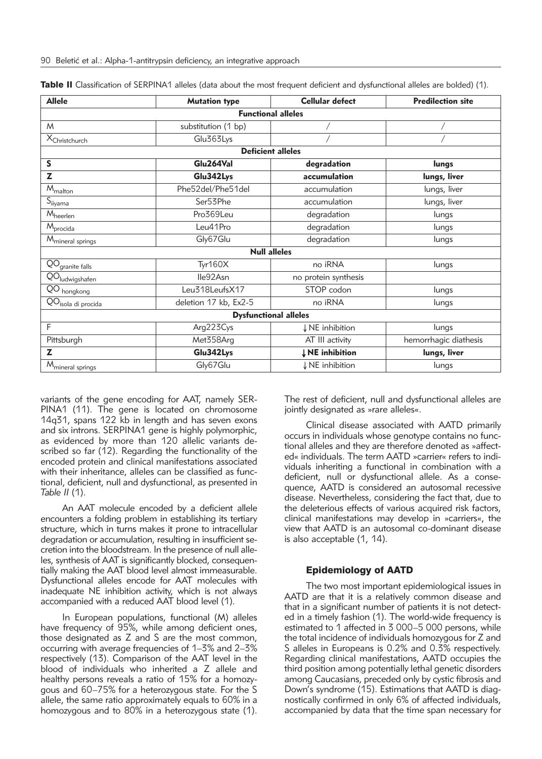**Table II** Classification of SERPINA1 alleles (data about the most frequent deficient and dysfunctional alleles are bolded) (1).

| Allele | Mutation type | Cellular defect | Predilection site |
|---|---|---|---|
| **Functional alleles** | | | |
| M | substitution (1 bp) | / | / |
| $X_{Christchurch}$ | Glu363Lys | / | / |
| **Deficient alleles** | | | |
| **S** | **Glu264Val** | **degradation** | **lungs** |
| **Z** | **Glu342Lys** | **accumulation** | **lungs, liver** |
| $M_{malton}$ | Phe52del/Phe51del | accumulation | lungs, liver |
| $S_{iiyama}$ | Ser53Phe | accumulation | lungs, liver |
| $M_{heerlen}$ | Pro369Leu | degradation | lungs |
| $M_{procida}$ | Leu41Pro | degradation | lungs |
| $M_{mineral\ springs}$ | Gly67Glu | degradation | lungs |
| **Null alleles** | | | |
| $QO_{granite\ falls}$ | Tyr160X | no iRNA | lungs |
| $QO_{ludwigshafen}$ | Ile92Asn | no protein synthesis | |
| $QO_{hongkong}$ | Leu318LeufsX17 | STOP codon | lungs |
| $QO_{isola\ di\ procida}$ | deletion 17 kb, Ex2-5 | no iRNA | lungs |
| **Dysfunctional alleles** | | | |
| F | Arg223Cys | ↓ NE inhibition | lungs |
| Pittsburgh | Met358Arg | AT III activity | hemorrhagic diathesis |
| **Z** | **Glu342Lys** | **↓ NE inhibition** | **lungs, liver** |
| $M_{mineral\ springs}$ | Gly67Glu | ↓ NE inhibition | lungs |

variants of the gene encoding for AAT, namely SERPINA1 (11). The gene is located on chromosome 14q31, spans 122 kb in length and has seven exons and six introns. SERPINA1 gene is highly polymorphic, as evidenced by more than 120 allelic variants described so far (12). Regarding the functionality of the encoded protein and clinical manifestations associated with their inheritance, alleles can be classified as functional, deficient, null and dysfunctional, as presented in *Table II* (1).

An AAT molecule encoded by a deficient allele encounters a folding problem in establishing its tertiary structure, which in turns makes it prone to intracellular degradation or accumulation, resulting in insufficient secretion into the bloodstream. In the presence of null alleles, synthesis of AAT is significantly blocked, consequentially making the AAT blood level almost immeasurable. Dysfunctional alleles encode for AAT molecules with inadequate NE inhibition activity, which is not always accompanied with a reduced AAT blood level (1).

In European populations, functional (M) alleles have frequency of 95%, while among deficient ones, those designated as Z and S are the most common, occurring with average frequencies of 1–3% and 2–3% respectively (13). Comparison of the AAT level in the blood of individuals who inherited a Z allele and healthy persons reveals a ratio of 15% for a homozygous and 60–75% for a heterozygous state. For the S allele, the same ratio approximately equals to 60% in a homozygous and to 80% in a heterozygous state (1). The rest of deficient, null and dysfunctional alleles are jointly designated as »rare alleles«.

Clinical disease associated with AATD primarily occurs in individuals whose genotype contains no functional alleles and they are therefore denoted as »affected« individuals. The term AATD »carrier« refers to individuals inheriting a functional in combination with a deficient, null or dysfunctional allele. As a consequence, AATD is considered an autosomal recessive disease. Nevertheless, considering the fact that, due to the deleterious effects of various acquired risk factors, clinical manifestations may develop in »carriers«, the view that AATD is an autosomal co-dominant disease is also acceptable (1, 14).

## Epidemiology of AATD

The two most important epidemiological issues in AATD are that it is a relatively common disease and that in a significant number of patients it is not detected in a timely fashion (1). The world-wide frequency is estimated to 1 affected in 3 000–5 000 persons, while the total incidence of individuals homozygous for Z and S alleles in Europeans is 0.2% and 0.3% respectively. Regarding clinical manifestations, AATD occupies the third position among potentially lethal genetic disorders among Caucasians, preceded only by cystic fibrosis and Down's syndrome (15). Estimations that AATD is diagnostically confirmed in only 6% of affected individuals, accompanied by data that the time span necessary for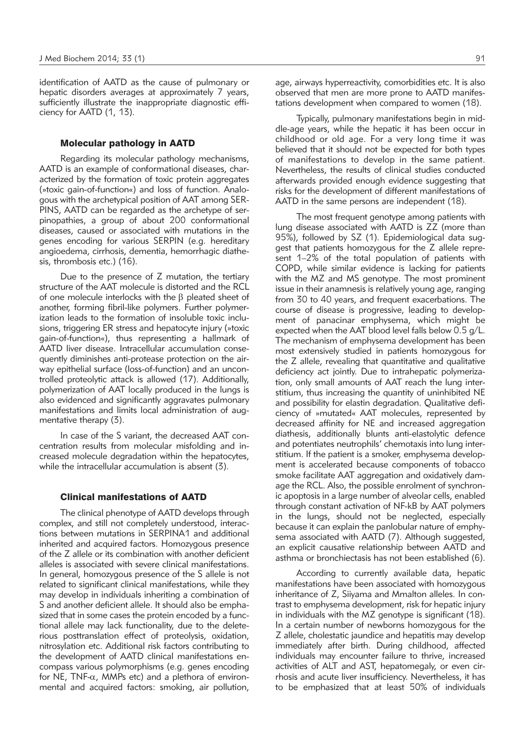identification of AATD as the cause of pulmonary or hepatic disorders averages at approximately 7 years, sufficiently illustrate the inappropriate diagnostic efficiency for AATD (1, 13).

## Molecular pathology in AATD

Regarding its molecular pathology mechanisms, AATD is an example of conformational diseases, characterized by the formation of toxic protein aggregates (»toxic gain-of-function«) and loss of function. Analogous with the archetypical position of AAT among SERPINS, AATD can be regarded as the archetype of serpinopathies, a group of about 200 conformational diseases, caused or associated with mutations in the genes encoding for various SERPIN (e.g. hereditary angioedema, cirrhosis, dementia, hemorrhagic diathesis, thrombosis etc.) (16).

Due to the presence of Z mutation, the tertiary structure of the AAT molecule is distorted and the RCL of one molecule interlocks with the $\beta$ pleated sheet of another, forming fibril-like polymers. Further polymerization leads to the formation of insoluble toxic inclusions, triggering ER stress and hepatocyte injury (»toxic gain-of-function«), thus representing a hallmark of AATD liver disease. Intracellular accumulation consequently diminishes anti-protease protection on the airway epithelial surface (loss-of-function) and an uncontrolled proteolytic attack is allowed (17). Additionally, polymerization of AAT locally produced in the lungs is also evidenced and significantly aggravates pulmonary manifestations and limits local administration of augmentative therapy (3).

In case of the S variant, the decreased AAT concentration results from molecular misfolding and increased molecule degradation within the hepatocytes, while the intracellular accumulation is absent (3).

## Clinical manifestations of AATD

The clinical phenotype of AATD develops through complex, and still not completely understood, interactions between mutations in SERPINA1 and additional inherited and acquired factors. Homozygous presence of the Z allele or its combination with another deficient alleles is associated with severe clinical manifestations. In general, homozygous presence of the S allele is not related to significant clinical manifestations, while they may develop in individuals inheriting a combination of S and another deficient allele. It should also be emphasized that in some cases the protein encoded by a functional allele may lack functionality, due to the deleterious posttranslation effect of proteolysis, oxidation, nitrosylation etc. Additional risk factors contributing to the development of AATD clinical manifestations encompass various polymorphisms (e.g. genes encoding for NE, TNF-$\alpha$, MMPs etc) and a plethora of environmental and acquired factors: smoking, air pollution, age, airways hyperreactivity, comorbidities etc. It is also observed that men are more prone to AATD manifestations development when compared to women (18).

Typically, pulmonary manifestations begin in middle-age years, while the hepatic it has been occur in childhood or old age. For a very long time it was believed that it should not be expected for both types of manifestations to develop in the same patient. Nevertheless, the results of clinical studies conducted afterwards provided enough evidence suggesting that risks for the development of different manifestations of AATD in the same persons are independent (18).

The most frequent genotype among patients with lung disease associated with AATD is ZZ (more than 95%), followed by SZ (1). Epidemiological data suggest that patients homozygous for the Z allele represent 1–2% of the total population of patients with COPD, while similar evidence is lacking for patients with the MZ and MS genotype. The most prominent issue in their anamnesis is relatively young age, ranging from 30 to 40 years, and frequent exacerbations. The course of disease is progressive, leading to development of panacinar emphysema, which might be expected when the AAT blood level falls below 0.5 g/L. The mechanism of emphysema development has been most extensively studied in patients homozygous for the Z allele, revealing that quantitative and qualitative deficiency act jointly. Due to intrahepatic polymerization, only small amounts of AAT reach the lung interstitium, thus increasing the quantity of uninhibited NE and possibility for elastin degradation. Qualitative deficiency of »mutated« AAT molecules, represented by decreased affinity for NE and increased aggregation diathesis, additionally blunts anti-elastolytic defence and potentiates neutrophils' chemotaxis into lung interstitium. If the patient is a smoker, emphysema development is accelerated because components of tobacco smoke facilitate AAT aggregation and oxidatively damage the RCL. Also, the possible enrolment of synchronic apoptosis in a large number of alveolar cells, enabled through constant activation of NF-kB by AAT polymers in the lungs, should not be neglected, especially because it can explain the panlobular nature of emphysema associated with AATD (7). Although suggested, an explicit causative relationship between AATD and asthma or bronchiectasis has not been established (6).

According to currently available data, hepatic manifestations have been associated with homozygous inheritance of Z, Siiyama and Mmalton alleles. In contrast to emphysema development, risk for hepatic injury in individuals with the MZ genotype is significant (18). In a certain number of newborns homozygous for the Z allele, cholestatic jaundice and hepatitis may develop immediately after birth. During childhood, affected individuals may encounter failure to thrive, increased activities of ALT and AST, hepatomegaly, or even cirrhosis and acute liver insufficiency. Nevertheless, it has to be emphasized that at least 50% of individuals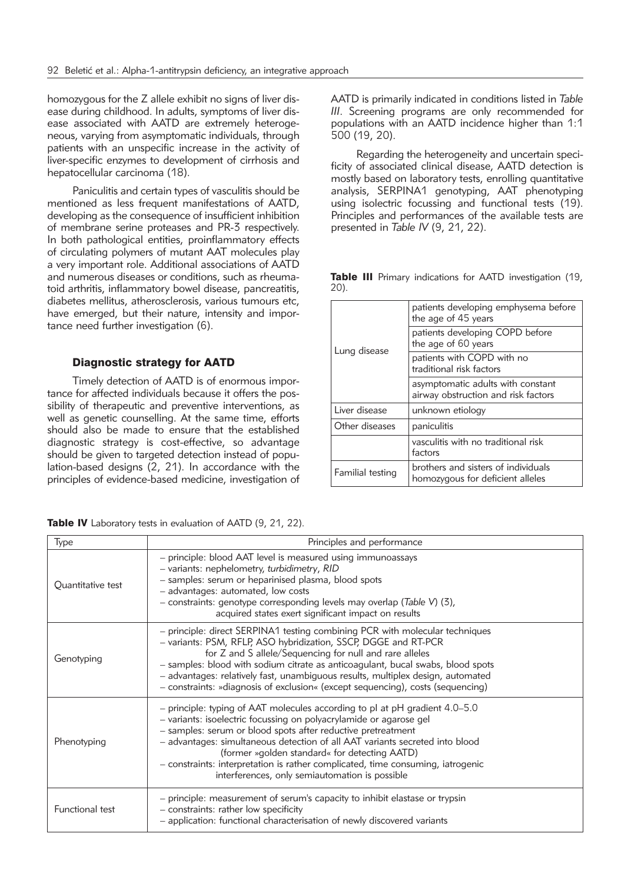homozygous for the Z allele exhibit no signs of liver disease during childhood. In adults, symptoms of liver disease associated with AATD are extremely heterogeneous, varying from asymptomatic individuals, through patients with an unspecific increase in the activity of liver-specific enzymes to development of cirrhosis and hepatocellular carcinoma (18).

Paniculitis and certain types of vasculitis should be mentioned as less frequent manifestations of AATD, developing as the consequence of insufficient inhibition of membrane serine proteases and PR-3 respectively. In both pathological entities, proinflammatory effects of circulating polymers of mutant AAT molecules play a very important role. Additional associations of AATD and numerous diseases or conditions, such as rheumatoid arthritis, inflammatory bowel disease, pancreatitis, diabetes mellitus, atherosclerosis, various tumours etc, have emerged, but their nature, intensity and importance need further investigation (6).

## Diagnostic strategy for AATD

Timely detection of AATD is of enormous importance for affected individuals because it offers the possibility of therapeutic and preventive interventions, as well as genetic counselling. At the same time, efforts should also be made to ensure that the established diagnostic strategy is cost-effective, so advantage should be given to targeted detection instead of population-based designs (2, 21). In accordance with the principles of evidence-based medicine, investigation of AATD is primarily indicated in conditions listed in *Table III*. Screening programs are only recommended for populations with an AATD incidence higher than 1:1 500 (19, 20).

Regarding the heterogeneity and uncertain specificity of associated clinical disease, AATD detection is mostly based on laboratory tests, enrolling quantitative analysis, SERPINA1 genotyping, AAT phenotyping using isolectric focussing and functional tests (19). Principles and performances of the available tests are presented in *Table IV* (9, 21, 22).

**Table III** Primary indications for AATD investigation (19, 20).

| | |
|---|---|
| Lung disease | patients developing emphysema before the age of 45 years |
| | patients developing COPD before the age of 60 years |
| | patients with COPD with no traditional risk factors |
| | asymptomatic adults with constant airway obstruction and risk factors |
| Liver disease | unknown etiology |
| Other diseases | paniculitis |
| | vasculitis with no traditional risk factors |
| Familial testing | brothers and sisters of individuals homozygous for deficient alleles |

**Table IV** Laboratory tests in evaluation of AATD (9, 21, 22).

| Type | Principles and performance |
|---|---|
| Quantitative test | – principle: blood AAT level is measured using immunoassays<br>– variants: nephelometry, *turbidimetry*, *RID*<br>– samples: serum or heparinised plasma, blood spots<br>– advantages: automated, low costs<br>– constraints: genotype corresponding levels may overlap (*Table V*) (3), acquired states exert significant impact on results |
| Genotyping | – principle: direct SERPINA1 testing combining PCR with molecular techniques<br>– variants: PSM, RFLP, ASO hybridization, SSCP, DGGE and RT-PCR for Z and S allele/Sequencing for null and rare alleles<br>– samples: blood with sodium citrate as anticoagulant, bucal swabs, blood spots<br>– advantages: relatively fast, unambiguous results, multiplex design, automated<br>– constraints: »diagnosis of exclusion« (except sequencing), costs (sequencing) |
| Phenotyping | – principle: typing of AAT molecules according to pI at pH gradient 4.0–5.0<br>– variants: isoelectric focussing on polyacrylamide or agarose gel<br>– samples: serum or blood spots after reductive pretreatment<br>– advantages: simultaneous detection of all AAT variants secreted into blood (former »golden standard« for detecting AATD)<br>– constraints: interpretation is rather complicated, time consuming, iatrogenic interferences, only semiautomation is possible |
| Functional test | – principle: measurement of serum's capacity to inhibit elastase or trypsin<br>– constraints: rather low specificity<br>– application: functional characterisation of newly discovered variants |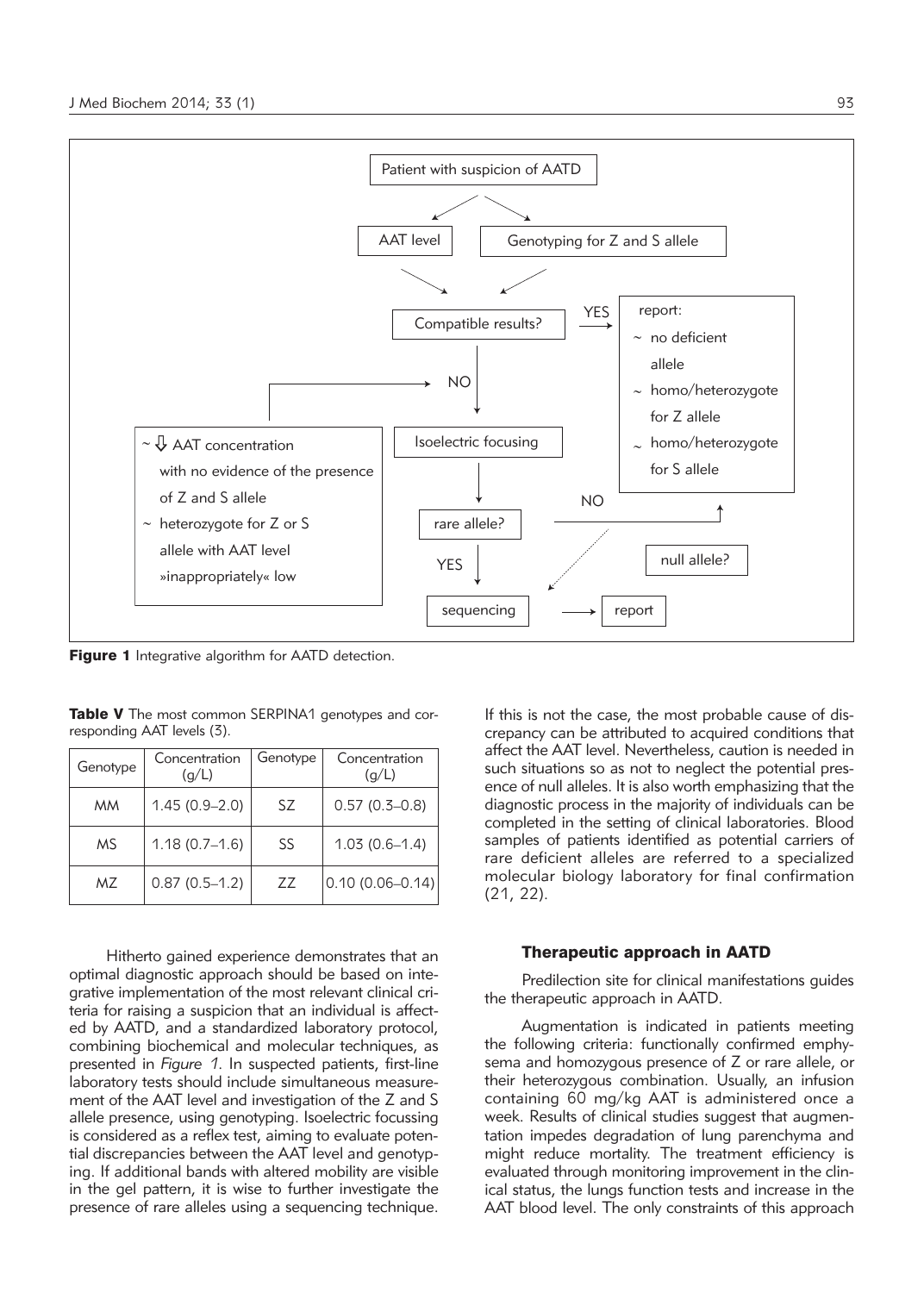Patient with suspicion of AATD

AAT level

Genotyping for Z and S allele

Compatible results?

YES

report:

~ no deficient allele

~ homo/heterozygote for Z allele

~ homo/heterozygote for S allele

NO

~ ⇩ AAT concentration with no evidence of the presence of Z and S allele

~ heterozygote for Z or S allele with AAT level »inappropriately« low

Isoelectric focusing

rare allele?

NO

YES

null allele?

sequencing

report

**Figure 1** Integrative algorithm for AATD detection.

**Table V** The most common SERPINA1 genotypes and corresponding AAT levels (3).

| Genotype | Concentration (g/L) | Genotype | Concentration (g/L) |
|---|---|---|---|
| MM | 1.45 (0.9–2.0) | SZ | 0.57 (0.3–0.8) |
| MS | 1.18 (0.7–1.6) | SS | 1.03 (0.6–1.4) |
| MZ | 0.87 (0.5–1.2) | ZZ | 0.10 (0.06–0.14) |

Hitherto gained experience demonstrates that an optimal diagnostic approach should be based on integrative implementation of the most relevant clinical criteria for raising a suspicion that an individual is affected by AATD, and a standardized laboratory protocol, combining biochemical and molecular techniques, as presented in *Figure 1*. In suspected patients, first-line laboratory tests should include simultaneous measurement of the AAT level and investigation of the Z and S allele presence, using genotyping. Isoelectric focussing is considered as a reflex test, aiming to evaluate potential discrepancies between the AAT level and genotyping. If additional bands with altered mobility are visible in the gel pattern, it is wise to further investigate the presence of rare alleles using a sequencing technique. If this is not the case, the most probable cause of discrepancy can be attributed to acquired conditions that affect the AAT level. Nevertheless, caution is needed in such situations so as not to neglect the potential presence of null alleles. It is also worth emphasizing that the diagnostic process in the majority of individuals can be completed in the setting of clinical laboratories. Blood samples of patients identified as potential carriers of rare deficient alleles are referred to a specialized molecular biology laboratory for final confirmation (21, 22).

## Therapeutic approach in AATD

Predilection site for clinical manifestations guides the therapeutic approach in AATD.

Augmentation is indicated in patients meeting the following criteria: functionally confirmed emphysema and homozygous presence of Z or rare allele, or their heterozygous combination. Usually, an infusion containing 60 mg/kg AAT is administered once a week. Results of clinical studies suggest that augmentation impedes degradation of lung parenchyma and might reduce mortality. The treatment efficiency is evaluated through monitoring improvement in the clinical status, the lungs function tests and increase in the AAT blood level. The only constraints of this approach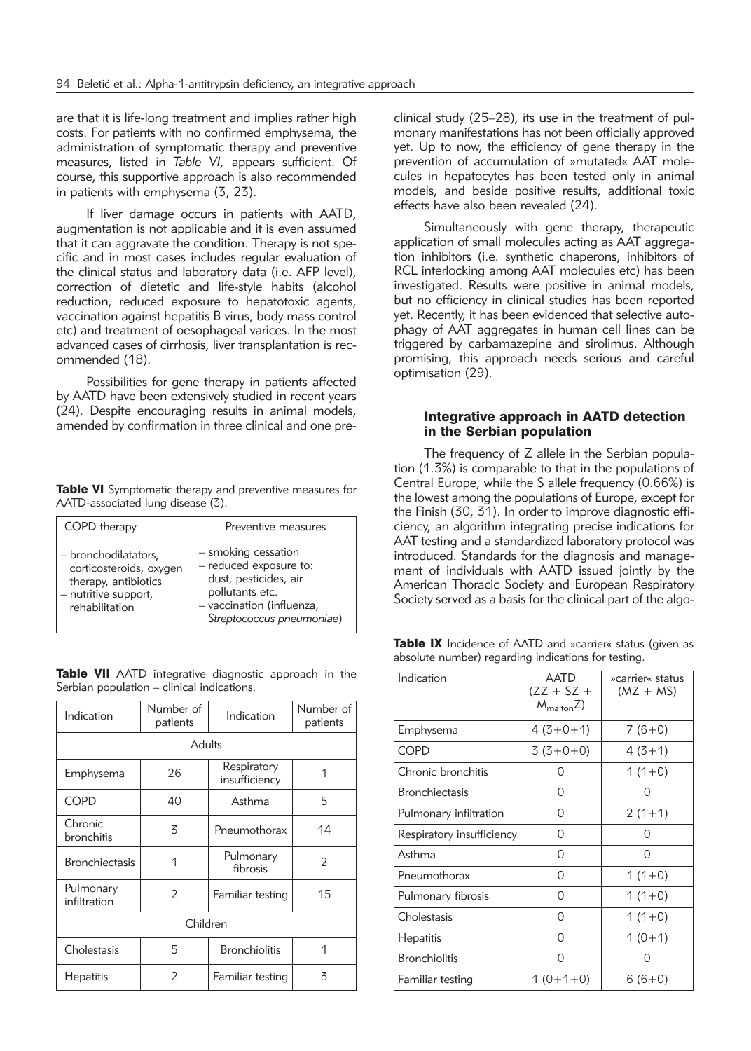are that it is life-long treatment and implies rather high costs. For patients with no confirmed emphysema, the administration of symptomatic therapy and preventive measures, listed in *Table VI*, appears sufficient. Of course, this supportive approach is also recommended in patients with emphysema (3, 23).

If liver damage occurs in patients with AATD, augmentation is not applicable and it is even assumed that it can aggravate the condition. Therapy is not specific and in most cases includes regular evaluation of the clinical status and laboratory data (i.e. AFP level), correction of dietetic and life-style habits (alcohol reduction, reduced exposure to hepatotoxic agents, vaccination against hepatitis B virus, body mass control etc) and treatment of oesophageal varices. In the most advanced cases of cirrhosis, liver transplantation is recommended (18).

Possibilities for gene therapy in patients affected by AATD have been extensively studied in recent years (24). Despite encouraging results in animal models, amended by confirmation in three clinical and one preclinical study (25–28), its use in the treatment of pulmonary manifestations has not been officially approved yet. Up to now, the efficiency of gene therapy in the prevention of accumulation of »mutated« AAT molecules in hepatocytes has been tested only in animal models, and beside positive results, additional toxic effects have also been revealed (24).

Simultaneously with gene therapy, therapeutic application of small molecules acting as AAT aggregation inhibitors (i.e. synthetic chaperons, inhibitors of RCL interlocking among AAT molecules etc) has been investigated. Results were positive in animal models, but no efficiency in clinical studies has been reported yet. Recently, it has been evidenced that selective autophagy of AAT aggregates in human cell lines can be triggered by carbamazepine and sirolimus. Although promising, this approach needs serious and careful optimisation (29).

**Table VI** Symptomatic therapy and preventive measures for AATD-associated lung disease (3).

| COPD therapy | Preventive measures |
|---|---|
| – bronchodilatators, corticosteroids, oxygen therapy, antibiotics<br>– nutritive support, rehabilitation | – smoking cessation<br>– reduced exposure to: dust, pesticides, air pollutants etc.<br>– vaccination (influenza, *Streptococcus pneumoniae*) |

**Table VII** AATD integrative diagnostic approach in the Serbian population – clinical indications.

| Indication | Number of patients | Indication | Number of patients |
|---|---|---|---|
| Adults | | | |
| Emphysema | 26 | Respiratory insufficiency | 1 |
| COPD | 40 | Asthma | 5 |
| Chronic bronchitis | 3 | Pneumothorax | 14 |
| Bronchiectasis | 1 | Pulmonary fibrosis | 2 |
| Pulmonary infiltration | 2 | Familiar testing | 15 |
| Children | | | |
| Cholestasis | 5 | Bronchiolitis | 1 |
| Hepatitis | 2 | Familiar testing | 3 |

## Integrative approach in AATD detection in the Serbian population

The frequency of Z allele in the Serbian population (1.3%) is comparable to that in the populations of Central Europe, while the S allele frequency (0.66%) is the lowest among the populations of Europe, except for the Finish (30, 31). In order to improve diagnostic efficiency, an algorithm integrating precise indications for AAT testing and a standardized laboratory protocol was introduced. Standards for the diagnosis and management of individuals with AATD issued jointly by the American Thoracic Society and European Respiratory Society served as a basis for the clinical part of the algo-

**Table IX** Incidence of AATD and »carrier« status (given as absolute number) regarding indications for testing.

| Indication | AATD ($ZZ + SZ + M_{malton}Z$) | »carrier« status ($MZ + MS$) |
|---|---|---|
| Emphysema | 4 (3+0+1) | 7 (6+0) |
| COPD | 3 (3+0+0) | 4 (3+1) |
| Chronic bronchitis | 0 | 1 (1+0) |
| Bronchiectasis | 0 | 0 |
| Pulmonary infiltration | 0 | 2 (1+1) |
| Respiratory insufficiency | 0 | 0 |
| Asthma | 0 | 0 |
| Pneumothorax | 0 | 1 (1+0) |
| Pulmonary fibrosis | 0 | 1 (1+0) |
| Cholestasis | 0 | 1 (1+0) |
| Hepatitis | 0 | 1 (0+1) |
| Bronchiolitis | 0 | 0 |
| Familiar testing | 1 (0+1+0) | 6 (6+0) |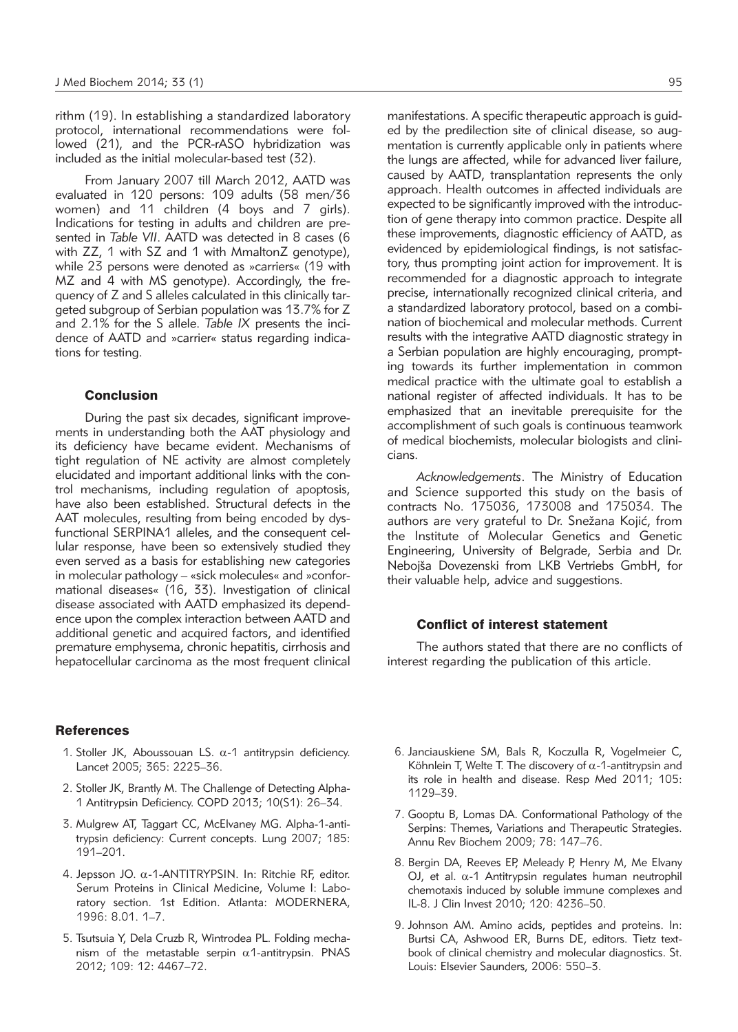rithm (19). In establishing a standardized laboratory protocol, international recommendations were followed (21), and the PCR-rASO hybridization was included as the initial molecular-based test (32).

From January 2007 till March 2012, AATD was evaluated in 120 persons: 109 adults (58 men/36 women) and 11 children (4 boys and 7 girls). Indications for testing in adults and children are presented in *Table VII*. AATD was detected in 8 cases (6 with ZZ, 1 with SZ and 1 with MmaltonZ genotype), while 23 persons were denoted as »carriers« (19 with MZ and 4 with MS genotype). Accordingly, the frequency of Z and S alleles calculated in this clinically targeted subgroup of Serbian population was 13.7% for Z and 2.1% for the S allele. *Table IX* presents the incidence of AATD and »carrier« status regarding indications for testing.

## Conclusion

During the past six decades, significant improvements in understanding both the AAT physiology and its deficiency have became evident. Mechanisms of tight regulation of NE activity are almost completely elucidated and important additional links with the control mechanisms, including regulation of apoptosis, have also been established. Structural defects in the AAT molecules, resulting from being encoded by dysfunctional SERPINA1 alleles, and the consequent cellular response, have been so extensively studied they even served as a basis for establishing new categories in molecular pathology – «sick molecules« and »conformational diseases« (16, 33). Investigation of clinical disease associated with AATD emphasized its dependence upon the complex interaction between AATD and additional genetic and acquired factors, and identified premature emphysema, chronic hepatitis, cirrhosis and hepatocellular carcinoma as the most frequent clinical manifestations. A specific therapeutic approach is guided by the predilection site of clinical disease, so augmentation is currently applicable only in patients where the lungs are affected, while for advanced liver failure, caused by AATD, transplantation represents the only approach. Health outcomes in affected individuals are expected to be significantly improved with the introduction of gene therapy into common practice. Despite all these improvements, diagnostic efficiency of AATD, as evidenced by epidemiological findings, is not satisfactory, thus prompting joint action for improvement. It is recommended for a diagnostic approach to integrate precise, internationally recognized clinical criteria, and a standardized laboratory protocol, based on a combination of biochemical and molecular methods. Current results with the integrative AATD diagnostic strategy in a Serbian population are highly encouraging, prompting towards its further implementation in common medical practice with the ultimate goal to establish a national register of affected individuals. It has to be emphasized that an inevitable prerequisite for the accomplishment of such goals is continuous teamwork of medical biochemists, molecular biologists and clinicians.

*Acknowledgements*. The Ministry of Education and Science supported this study on the basis of contracts No. 175036, 173008 and 175034. The authors are very grateful to Dr. Snežana Kojić, from the Institute of Molecular Genetics and Genetic Engineering, University of Belgrade, Serbia and Dr. Nebojša Dovezenski from LKB Vertriebs GmbH, for their valuable help, advice and suggestions.

## Conflict of interest statement

The authors stated that there are no conflicts of interest regarding the publication of this article.

## References

1. Stoller JK, Aboussouan LS. α-1 antitrypsin deficiency. Lancet 2005; 365: 2225–36.
2. Stoller JK, Brantly M. The Challenge of Detecting Alpha-1 Antitrypsin Deficiency. COPD 2013; 10(S1): 26–34.
3. Mulgrew AT, Taggart CC, McElvaney MG. Alpha-1-antitrypsin deficiency: Current concepts. Lung 2007; 185: 191–201.
4. Jepsson JO. α-1-ANTITRYPSIN. In: Ritchie RF, editor. Serum Proteins in Clinical Medicine, Volume I: Laboratory section. 1st Edition. Atlanta: MODERNERA, 1996: 8.01. 1–7.
5. Tsutsuia Y, Dela Cruzb R, Wintrodea PL. Folding mechanism of the metastable serpin α1-antitrypsin. PNAS 2012; 109: 12: 4467–72.
6. Janciauskiene SM, Bals R, Koczulla R, Vogelmeier C, Köhnlein T, Welte T. The discovery of α-1-antitrypsin and its role in health and disease. Resp Med 2011; 105: 1129–39.
7. Gooptu B, Lomas DA. Conformational Pathology of the Serpins: Themes, Variations and Therapeutic Strategies. Annu Rev Biochem 2009; 78: 147–76.
8. Bergin DA, Reeves EP, Meleady P, Henry M, Me Elvany OJ, et al. α-1 Antitrypsin regulates human neutrophil chemotaxis induced by soluble immune complexes and IL-8. J Clin Invest 2010; 120: 4236–50.
9. Johnson AM. Amino acids, peptides and proteins. In: Burtsi CA, Ashwood ER, Burns DE, editors. Tietz textbook of clinical chemistry and molecular diagnostics. St. Louis: Elsevier Saunders, 2006: 550–3.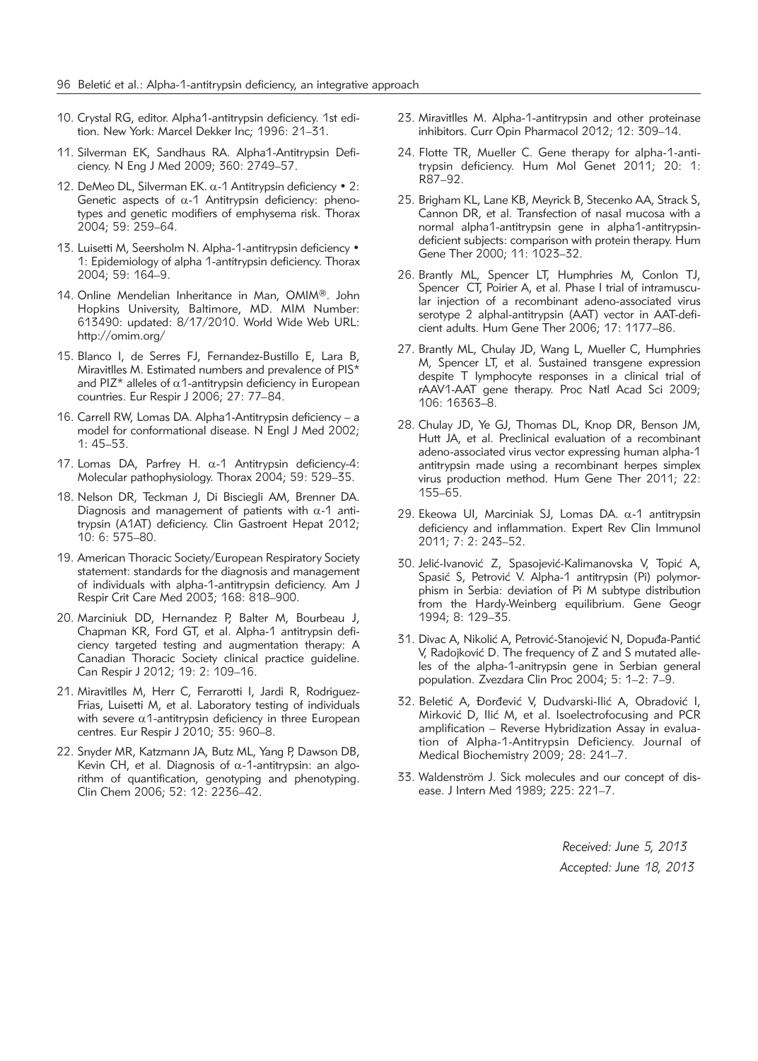10. Crystal RG, editor. Alpha1-antitrypsin deficiency. 1st edition. New York: Marcel Dekker Inc; 1996: 21–31.

11. Silverman EK, Sandhaus RA. Alpha1-Antitrypsin Deficiency. N Eng J Med 2009; 360: 2749–57.

12. DeMeo DL, Silverman EK. α-1 Antitrypsin deficiency • 2: Genetic aspects of α-1 Antitrypsin deficiency: phenotypes and genetic modifiers of emphysema risk. Thorax 2004; 59: 259–64.

13. Luisetti M, Seersholm N. Alpha-1-antitrypsin deficiency • 1: Epidemiology of alpha 1-antitrypsin deficiency. Thorax 2004; 59: 164–9.

14. Online Mendelian Inheritance in Man, OMIM®. John Hopkins University, Baltimore, MD. MIM Number: 613490: updated: 8/17/2010. World Wide Web URL: http://omim.org/

15. Blanco I, de Serres FJ, Fernandez-Bustillo E, Lara B, Miravitlles M. Estimated numbers and prevalence of PIS* and PIZ* alleles of α1-antitrypsin deficiency in European countries. Eur Respir J 2006; 27: 77–84.

16. Carrell RW, Lomas DA. Alpha1-Antitrypsin deficiency – a model for conformational disease. N Engl J Med 2002; 1: 45–53.

17. Lomas DA, Parfrey H. α-1 Antitrypsin deficiency-4: Molecular pathophysiology. Thorax 2004; 59: 529–35.

18. Nelson DR, Teckman J, Di Bisciegli AM, Brenner DA. Diagnosis and management of patients with α-1 antitrypsin (A1AT) deficiency. Clin Gastroent Hepat 2012; 10: 6: 575–80.

19. American Thoracic Society/European Respiratory Society statement: standards for the diagnosis and management of individuals with alpha-1-antitrypsin deficiency. Am J Respir Crit Care Med 2003; 168: 818–900.

20. Marciniuk DD, Hernandez P, Balter M, Bourbeau J, Chapman KR, Ford GT, et al. Alpha-1 antitrypsin deficiency targeted testing and augmentation therapy: A Canadian Thoracic Society clinical practice guideline. Can Respir J 2012; 19: 2: 109–16.

21. Miravitlles M, Herr C, Ferrarotti I, Jardi R, Rodriguez-Frias, Luisetti M, et al. Laboratory testing of individuals with severe α1-antitrypsin deficiency in three European centres. Eur Respir J 2010; 35: 960–8.

22. Snyder MR, Katzmann JA, Butz ML, Yang P, Dawson DB, Kevin CH, et al. Diagnosis of α-1-antitrypsin: an algorithm of quantification, genotyping and phenotyping. Clin Chem 2006; 52: 12: 2236–42.

23. Miravitlles M. Alpha-1-antitrypsin and other proteinase inhibitors. Curr Opin Pharmacol 2012; 12: 309–14.

24. Flotte TR, Mueller C. Gene therapy for alpha-1-antitrypsin deficiency. Hum Mol Genet 2011; 20: 1: R87–92.

25. Brigham KL, Lane KB, Meyrick B, Stecenko AA, Strack S, Cannon DR, et al. Transfection of nasal mucosa with a normal alpha1-antitrypsin gene in alpha1-antitrypsin-deficient subjects: comparison with protein therapy. Hum Gene Ther 2000; 11: 1023–32.

26. Brantly ML, Spencer LT, Humphries M, Conlon TJ, Spencer CT, Poirier A, et al. Phase I trial of intramuscular injection of a recombinant adeno-associated virus serotype 2 alphal-antitrypsin (AAT) vector in AAT-deficient adults. Hum Gene Ther 2006; 17: 1177–86.

27. Brantly ML, Chulay JD, Wang L, Mueller C, Humphries M, Spencer LT, et al. Sustained transgene expression despite T lymphocyte responses in a clinical trial of rAAV1-AAT gene therapy. Proc Natl Acad Sci 2009; 106: 16363–8.

28. Chulay JD, Ye GJ, Thomas DL, Knop DR, Benson JM, Hutt JA, et al. Preclinical evaluation of a recombinant adeno-associated virus vector expressing human alpha-1 antitrypsin made using a recombinant herpes simplex virus production method. Hum Gene Ther 2011; 22: 155–65.

29. Ekeowa UI, Marciniak SJ, Lomas DA. α-1 antitrypsin deficiency and inflammation. Expert Rev Clin Immunol 2011; 7: 2: 243–52.

30. Jelić-Ivanović Z, Spasojević-Kalimanovska V, Topić A, Spasić S, Petrović V. Alpha-1 antitrypsin (Pi) polymorphism in Serbia: deviation of Pi M subtype distribution from the Hardy-Weinberg equilibrium. Gene Geogr 1994; 8: 129–35.

31. Divac A, Nikolić A, Petrović-Stanojević N, Dopuđa-Pantić V, Radojković D. The frequency of Z and S mutated alleles of the alpha-1-anitrypsin gene in Serbian general population. Zvezdara Clin Proc 2004; 5: 1–2: 7–9.

32. Beletić A, Đorđević V, Dudvarski-Ilić A, Obradović I, Mirković D, Ilić M, et al. Isoelectrofocusing and PCR amplification – Reverse Hybridization Assay in evaluation of Alpha-1-Antitrypsin Deficiency. Journal of Medical Biochemistry 2009; 28: 241–7.

33. Waldenström J. Sick molecules and our concept of disease. J Intern Med 1989; 225: 221–7.

*Received: June 5, 2013*
*Accepted: June 18, 2013*